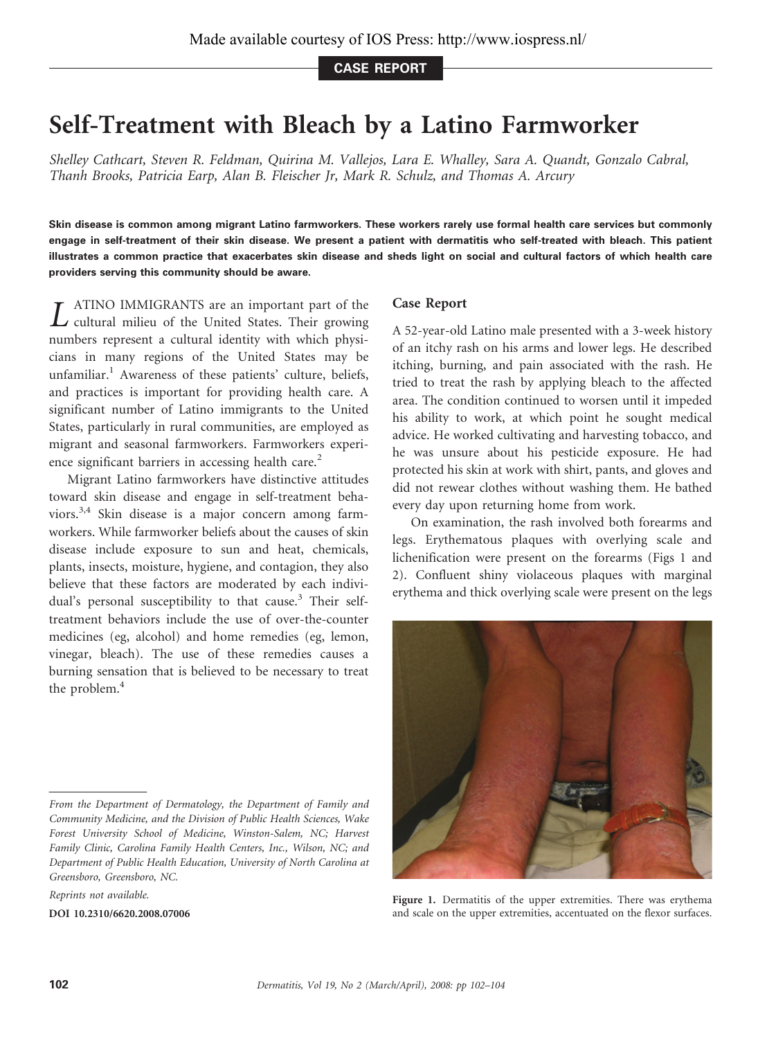Made available courtesy of IOS Press: http://www.iospress.nl/

CASE REPORT

# Self-Treatment with Bleach by a Latino Farmworker

*Shelley Cathcart, Steven R. Feldman, Quirina M. Vallejos, Lara E. Whalley, Sara A. Quandt, Gonzalo Cabral, Thanh Brooks, Patricia Earp, Alan B. Fleischer Jr, Mark R. Schulz, and Thomas A. Arcury*

**Skin disease is common among migrant Latino farmworkers. These workers rarely use formal health care services but commonly engage in self-treatment of their skin disease. We present a patient with dermatitis who self-treated with bleach. This patient illustrates a common practice that exacerbates skin disease and sheds light on social and cultural factors of which health care providers serving this community should be aware.**

LATINO IMMIGRANTS are an important part of the cultural milieu of the United States. Their growing numbers represent a cultural identity with which physicians in many regions of the United States may be unfamiliar.[1] Awareness of these patients' culture, beliefs, and practices is important for providing health care. A significant number of Latino immigrants to the United States, particularly in rural communities, are employed as migrant and seasonal farmworkers. Farmworkers experience significant barriers in accessing health care.[2]

Migrant Latino farmworkers have distinctive attitudes toward skin disease and engage in self-treatment behaviors.[3,4] Skin disease is a major concern among farmworkers. While farmworker beliefs about the causes of skin disease include exposure to sun and heat, chemicals, plants, insects, moisture, hygiene, and contagion, they also believe that these factors are moderated by each individual's personal susceptibility to that cause.[3] Their self-treatment behaviors include the use of over-the-counter medicines (eg, alcohol) and home remedies (eg, lemon, vinegar, bleach). The use of these remedies causes a burning sensation that is believed to be necessary to treat the problem.[4]

## Case Report

A 52-year-old Latino male presented with a 3-week history of an itchy rash on his arms and lower legs. He described itching, burning, and pain associated with the rash. He tried to treat the rash by applying bleach to the affected area. The condition continued to worsen until it impeded his ability to work, at which point he sought medical advice. He worked cultivating and harvesting tobacco, and he was unsure about his pesticide exposure. He had protected his skin at work with shirt, pants, and gloves and did not rewear clothes without washing them. He bathed every day upon returning home from work.

On examination, the rash involved both forearms and legs. Erythematous plaques with overlying scale and lichenification were present on the forearms (Figs 1 and 2). Confluent shiny violaceous plaques with marginal erythema and thick overlying scale were present on the legs

**Figure 1.** Dermatitis of the upper extremities. There was erythema and scale on the upper extremities, accentuated on the flexor surfaces.

*From the Department of Dermatology, the Department of Family and Community Medicine, and the Division of Public Health Sciences, Wake Forest University School of Medicine, Winston-Salem, NC; Harvest Family Clinic, Carolina Family Health Centers, Inc., Wilson, NC; and Department of Public Health Education, University of North Carolina at Greensboro, Greensboro, NC.*

*Reprints not available.*

**DOI 10.2310/6620.2008.07006**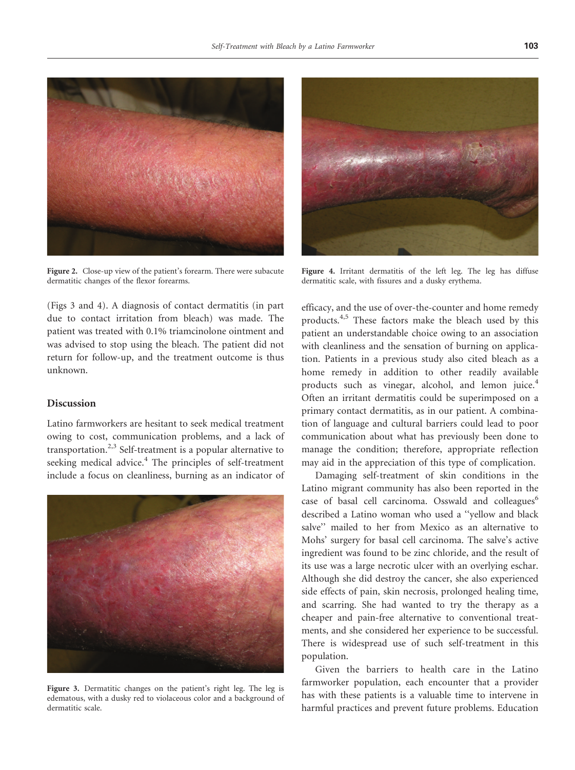Figure 2. Close-up view of the patient's forearm. There were subacute dermatitic changes of the flexor forearms.

Figure 4. Irritant dermatitis of the left leg. The leg has diffuse dermatitic scale, with fissures and a dusky erythema.

(Figs 3 and 4). A diagnosis of contact dermatitis (in part due to contact irritation from bleach) was made. The patient was treated with 0.1% triamcinolone ointment and was advised to stop using the bleach. The patient did not return for follow-up, and the treatment outcome is thus unknown.

## Discussion

Latino farmworkers are hesitant to seek medical treatment owing to cost, communication problems, and a lack of transportation.[2,3] Self-treatment is a popular alternative to seeking medical advice.[4] The principles of self-treatment include a focus on cleanliness, burning as an indicator of efficacy, and the use of over-the-counter and home remedy products.[4,5] These factors make the bleach used by this patient an understandable choice owing to an association with cleanliness and the sensation of burning on application. Patients in a previous study also cited bleach as a home remedy in addition to other readily available products such as vinegar, alcohol, and lemon juice.[4] Often an irritant dermatitis could be superimposed on a primary contact dermatitis, as in our patient. A combination of language and cultural barriers could lead to poor communication about what has previously been done to manage the condition; therefore, appropriate reflection may aid in the appreciation of this type of complication.

Figure 3. Dermatitic changes on the patient's right leg. The leg is edematous, with a dusky red to violaceous color and a background of dermatitic scale.

Damaging self-treatment of skin conditions in the Latino migrant community has also been reported in the case of basal cell carcinoma. Osswald and colleagues[6] described a Latino woman who used a "yellow and black salve" mailed to her from Mexico as an alternative to Mohs' surgery for basal cell carcinoma. The salve's active ingredient was found to be zinc chloride, and the result of its use was a large necrotic ulcer with an overlying eschar. Although she did destroy the cancer, she also experienced side effects of pain, skin necrosis, prolonged healing time, and scarring. She had wanted to try the therapy as a cheaper and pain-free alternative to conventional treatments, and she considered her experience to be successful. There is widespread use of such self-treatment in this population.

Given the barriers to health care in the Latino farmworker population, each encounter that a provider has with these patients is a valuable time to intervene in harmful practices and prevent future problems. Education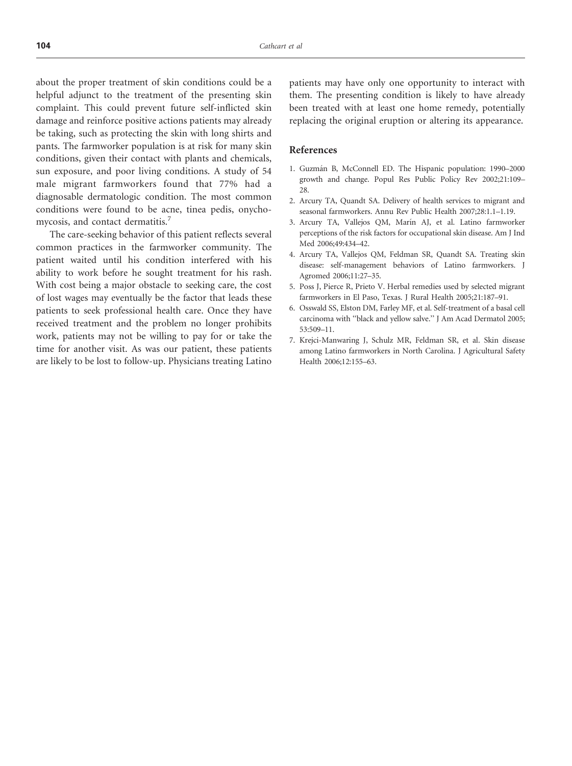about the proper treatment of skin conditions could be a helpful adjunct to the treatment of the presenting skin complaint. This could prevent future self-inflicted skin damage and reinforce positive actions patients may already be taking, such as protecting the skin with long shirts and pants. The farmworker population is at risk for many skin conditions, given their contact with plants and chemicals, sun exposure, and poor living conditions. A study of 54 male migrant farmworkers found that 77% had a diagnosable dermatologic condition. The most common conditions were found to be acne, tinea pedis, onychomycosis, and contact dermatitis.[7]

The care-seeking behavior of this patient reflects several common practices in the farmworker community. The patient waited until his condition interfered with his ability to work before he sought treatment for his rash. With cost being a major obstacle to seeking care, the cost of lost wages may eventually be the factor that leads these patients to seek professional health care. Once they have received treatment and the problem no longer prohibits work, patients may not be willing to pay for or take the time for another visit. As was our patient, these patients are likely to be lost to follow-up. Physicians treating Latino patients may have only one opportunity to interact with them. The presenting condition is likely to have already been treated with at least one home remedy, potentially replacing the original eruption or altering its appearance.

## References

1. Guzmán B, McConnell ED. The Hispanic population: 1990–2000 growth and change. Popul Res Public Policy Rev 2002;21:109–28.
2. Arcury TA, Quandt SA. Delivery of health services to migrant and seasonal farmworkers. Annu Rev Public Health 2007;28:1.1–1.19.
3. Arcury TA, Vallejos QM, Marín AJ, et al. Latino farmworker perceptions of the risk factors for occupational skin disease. Am J Ind Med 2006;49:434–42.
4. Arcury TA, Vallejos QM, Feldman SR, Quandt SA. Treating skin disease: self-management behaviors of Latino farmworkers. J Agromed 2006;11:27–35.
5. Poss J, Pierce R, Prieto V. Herbal remedies used by selected migrant farmworkers in El Paso, Texas. J Rural Health 2005;21:187–91.
6. Osswald SS, Elston DM, Farley MF, et al. Self-treatment of a basal cell carcinoma with ''black and yellow salve.'' J Am Acad Dermatol 2005;53:509–11.
7. Krejci-Manwaring J, Schulz MR, Feldman SR, et al. Skin disease among Latino farmworkers in North Carolina. J Agricultural Safety Health 2006;12:155–63.